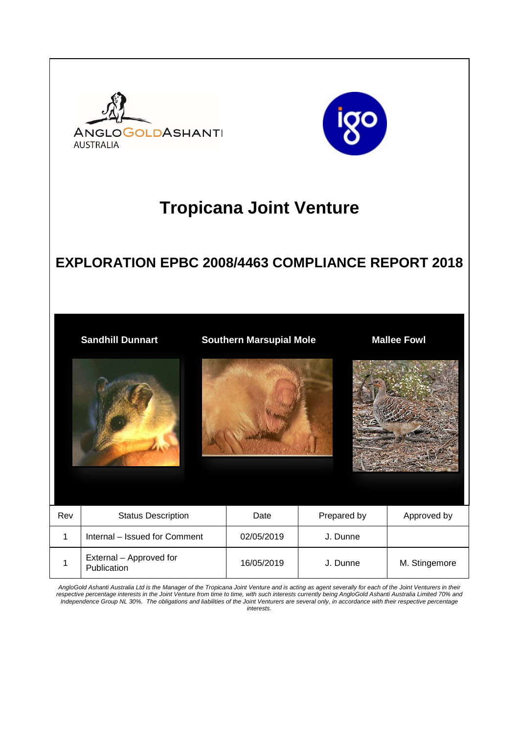# Tropicana Joint Venture

## EXPLORATION EPBC 2008/4463 COMPLIANCE REPORT 2018

**Sandhill Dunnart** **Southern Marsupial Mole** **Mallee Fowl**

| Rev | Status Description | Date | Prepared by | Approved by |
|---|---|---|---|---|
| 1 | Internal – Issued for Comment | 02/05/2019 | J. Dunne | |
| 1 | External – Approved for Publication | 16/05/2019 | J. Dunne | M. Stingemore |

*AngloGold Ashanti Australia Ltd is the Manager of the Tropicana Joint Venture and is acting as agent severally for each of the Joint Venturers in their respective percentage interests in the Joint Venture from time to time, with such interests currently being AngloGold Ashanti Australia Limited 70% and Independence Group NL 30%. The obligations and liabilities of the Joint Venturers are several only, in accordance with their respective percentage interests.*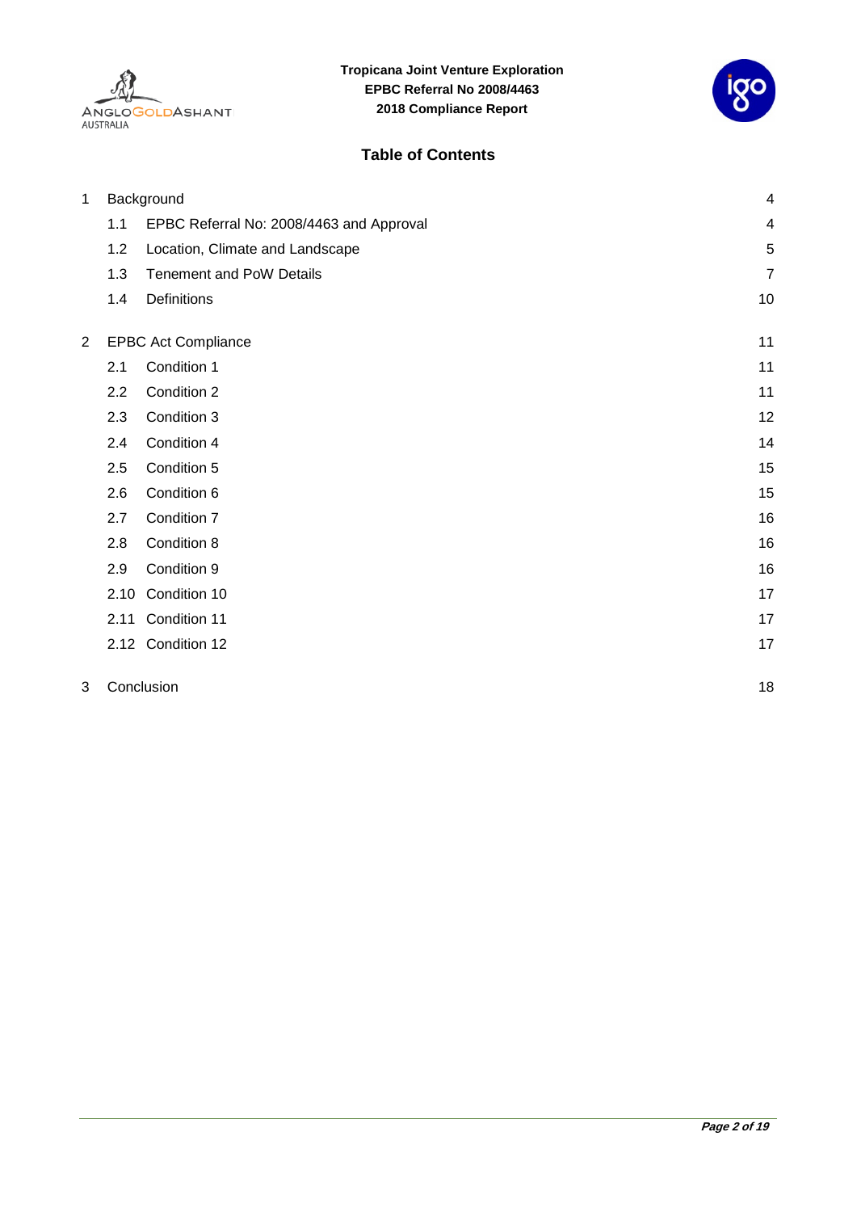## Table of Contents

| | | |
|---|---|---|
| 1 | Background | 4 |
| 1.1 | EPBC Referral No: 2008/4463 and Approval | 4 |
| 1.2 | Location, Climate and Landscape | 5 |
| 1.3 | Tenement and PoW Details | 7 |
| 1.4 | Definitions | 10 |
| 2 | EPBC Act Compliance | 11 |
| 2.1 | Condition 1 | 11 |
| 2.2 | Condition 2 | 11 |
| 2.3 | Condition 3 | 12 |
| 2.4 | Condition 4 | 14 |
| 2.5 | Condition 5 | 15 |
| 2.6 | Condition 6 | 15 |
| 2.7 | Condition 7 | 16 |
| 2.8 | Condition 8 | 16 |
| 2.9 | Condition 9 | 16 |
| 2.10 | Condition 10 | 17 |
| 2.11 | Condition 11 | 17 |
| 2.12 | Condition 12 | 17 |
| 3 | Conclusion | 18 |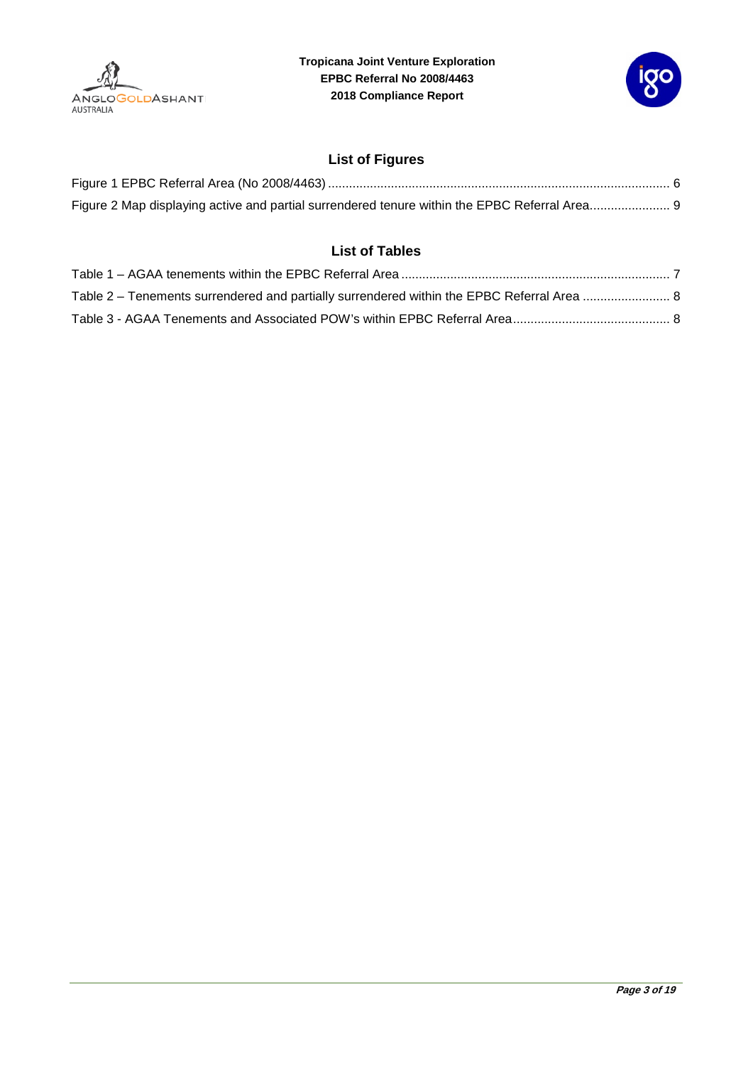## List of Figures

Figure 1 EPBC Referral Area (No 2008/4463) ........................................................................................ 6

Figure 2 Map displaying active and partial surrendered tenure within the EPBC Referral Area....................... 9

## List of Tables

Table 1 – AGAA tenements within the EPBC Referral Area ............................................................................ 7

Table 2 – Tenements surrendered and partially surrendered within the EPBC Referral Area ......................... 8

Table 3 - AGAA Tenements and Associated POW's within EPBC Referral Area............................................. 8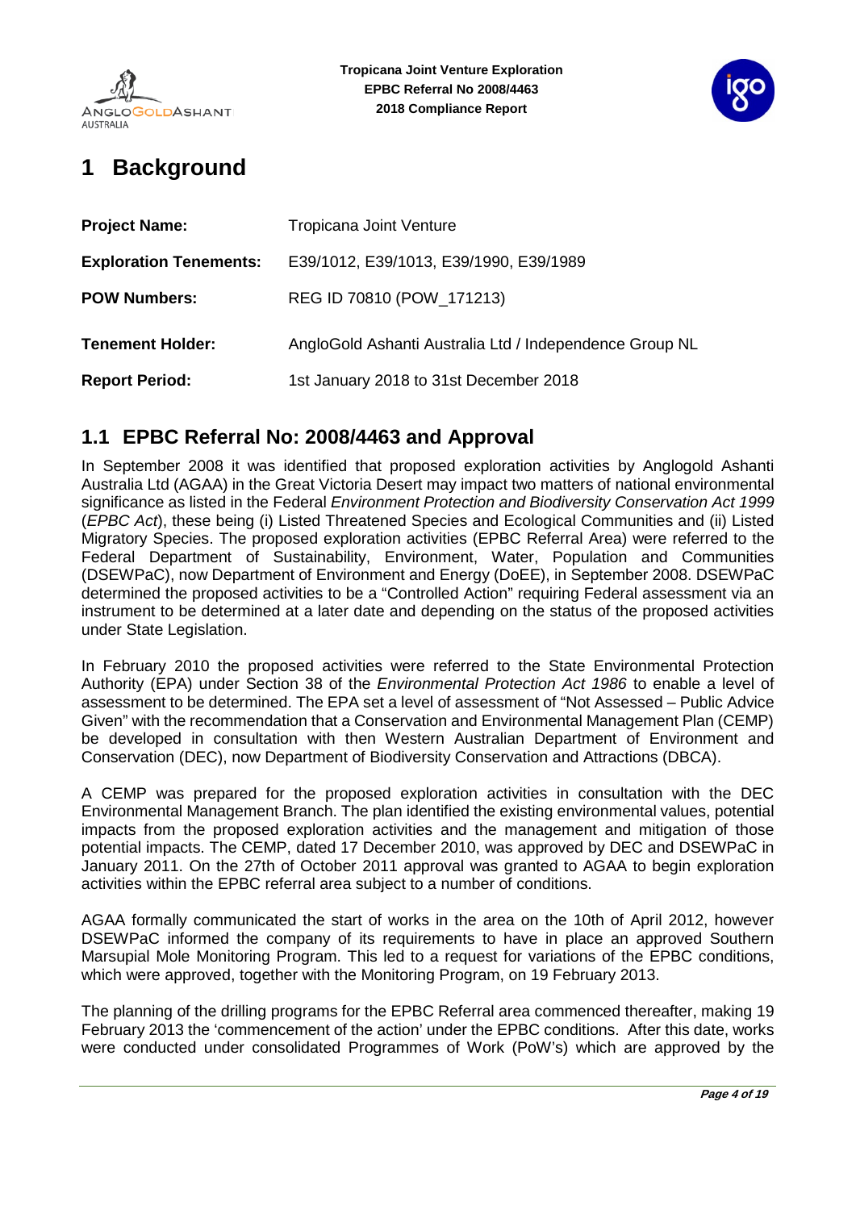# 1 Background

| | |
|---|---|
| **Project Name:** | Tropicana Joint Venture |
| **Exploration Tenements:** | E39/1012, E39/1013, E39/1990, E39/1989 |
| **POW Numbers:** | REG ID 70810 (POW_171213) |
| **Tenement Holder:** | AngloGold Ashanti Australia Ltd / Independence Group NL |
| **Report Period:** | 1st January 2018 to 31st December 2018 |

## 1.1 EPBC Referral No: 2008/4463 and Approval

In September 2008 it was identified that proposed exploration activities by Anglogold Ashanti Australia Ltd (AGAA) in the Great Victoria Desert may impact two matters of national environmental significance as listed in the Federal *Environment Protection and Biodiversity Conservation Act 1999* (*EPBC Act*), these being (i) Listed Threatened Species and Ecological Communities and (ii) Listed Migratory Species. The proposed exploration activities (EPBC Referral Area) were referred to the Federal Department of Sustainability, Environment, Water, Population and Communities (DSEWPaC), now Department of Environment and Energy (DoEE), in September 2008. DSEWPaC determined the proposed activities to be a "Controlled Action" requiring Federal assessment via an instrument to be determined at a later date and depending on the status of the proposed activities under State Legislation.

In February 2010 the proposed activities were referred to the State Environmental Protection Authority (EPA) under Section 38 of the *Environmental Protection Act 1986* to enable a level of assessment to be determined. The EPA set a level of assessment of "Not Assessed – Public Advice Given" with the recommendation that a Conservation and Environmental Management Plan (CEMP) be developed in consultation with then Western Australian Department of Environment and Conservation (DEC), now Department of Biodiversity Conservation and Attractions (DBCA).

A CEMP was prepared for the proposed exploration activities in consultation with the DEC Environmental Management Branch. The plan identified the existing environmental values, potential impacts from the proposed exploration activities and the management and mitigation of those potential impacts. The CEMP, dated 17 December 2010, was approved by DEC and DSEWPaC in January 2011. On the 27th of October 2011 approval was granted to AGAA to begin exploration activities within the EPBC referral area subject to a number of conditions.

AGAA formally communicated the start of works in the area on the 10th of April 2012, however DSEWPaC informed the company of its requirements to have in place an approved Southern Marsupial Mole Monitoring Program. This led to a request for variations of the EPBC conditions, which were approved, together with the Monitoring Program, on 19 February 2013.

The planning of the drilling programs for the EPBC Referral area commenced thereafter, making 19 February 2013 the 'commencement of the action' under the EPBC conditions. After this date, works were conducted under consolidated Programmes of Work (PoW's) which are approved by the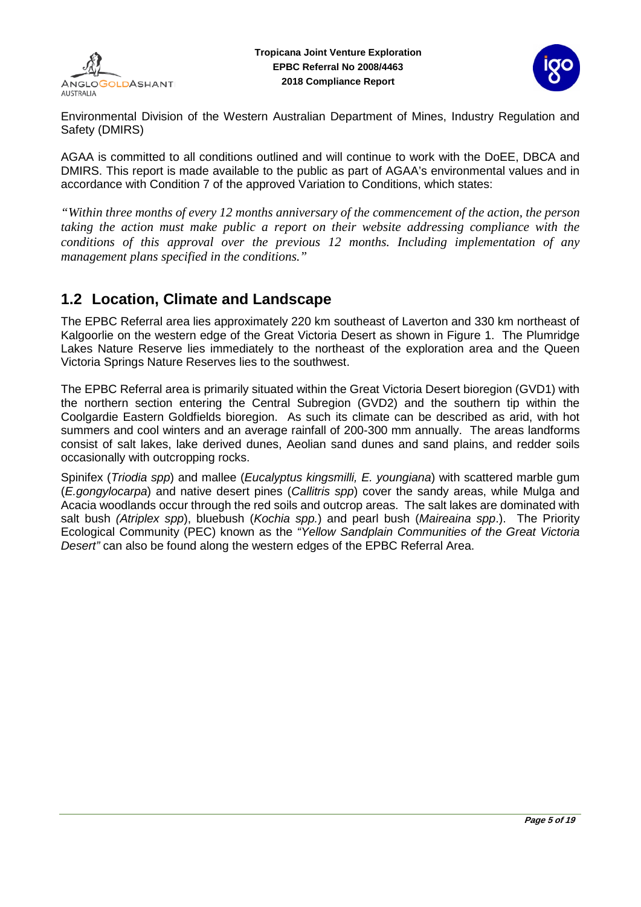Environmental Division of the Western Australian Department of Mines, Industry Regulation and Safety (DMIRS)

AGAA is committed to all conditions outlined and will continue to work with the DoEE, DBCA and DMIRS. This report is made available to the public as part of AGAA's environmental values and in accordance with Condition 7 of the approved Variation to Conditions, which states:

*"Within three months of every 12 months anniversary of the commencement of the action, the person taking the action must make public a report on their website addressing compliance with the conditions of this approval over the previous 12 months. Including implementation of any management plans specified in the conditions."*

## 1.2 Location, Climate and Landscape

The EPBC Referral area lies approximately 220 km southeast of Laverton and 330 km northeast of Kalgoorlie on the western edge of the Great Victoria Desert as shown in Figure 1. The Plumridge Lakes Nature Reserve lies immediately to the northeast of the exploration area and the Queen Victoria Springs Nature Reserves lies to the southwest.

The EPBC Referral area is primarily situated within the Great Victoria Desert bioregion (GVD1) with the northern section entering the Central Subregion (GVD2) and the southern tip within the Coolgardie Eastern Goldfields bioregion. As such its climate can be described as arid, with hot summers and cool winters and an average rainfall of 200-300 mm annually. The areas landforms consist of salt lakes, lake derived dunes, Aeolian sand dunes and sand plains, and redder soils occasionally with outcropping rocks.

Spinifex (*Triodia spp*) and mallee (*Eucalyptus kingsmilli, E. youngiana*) with scattered marble gum (*E.gongylocarpa*) and native desert pines (*Callitris spp*) cover the sandy areas, while Mulga and Acacia woodlands occur through the red soils and outcrop areas. The salt lakes are dominated with salt bush *(Atriplex spp*), bluebush (*Kochia spp.*) and pearl bush (*Maireaina spp*.). The Priority Ecological Community (PEC) known as the *"Yellow Sandplain Communities of the Great Victoria Desert"* can also be found along the western edges of the EPBC Referral Area.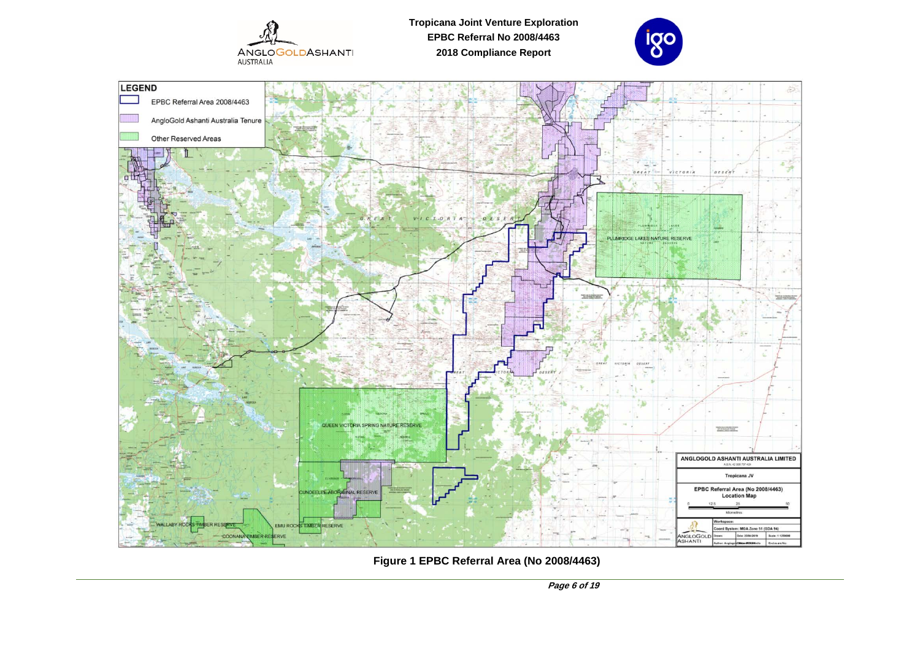**LEGEND**

- EPBC Referral Area 2008/4463
- AngloGold Ashanti Australia Tenure
- Other Reserved Areas

GREAT VICTORIA DESERT

PLUMRIDGE LAKES NATURE RESERVE

QUEEN VICTORIA SPRING NATURE RESERVE

CUNDEELEE ABORIGINAL RESERVE

WALLABY ROCKS TIMBER RESERVE

EMU ROCKS TIMBER RESERVE

COONANA TIMBER RESERVE

ANGLOGOLD ASHANTI AUSTRALIA LIMITED

Tropicana JV

EPBC Referral Area (No 2008/4463) Location Map

0 12.5 25 50 Kilometres

Coord System: MGA Zone 51 (GDA 94)

**Figure 1 EPBC Referral Area (No 2008/4463)**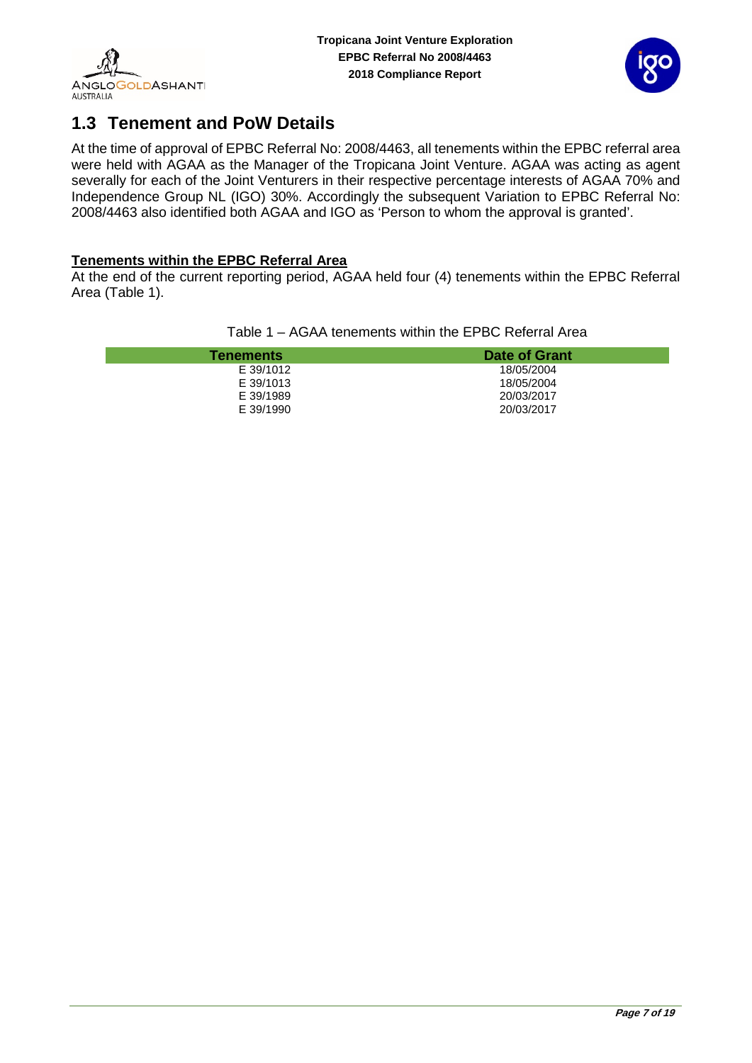## 1.3 Tenement and PoW Details

At the time of approval of EPBC Referral No: 2008/4463, all tenements within the EPBC referral area were held with AGAA as the Manager of the Tropicana Joint Venture. AGAA was acting as agent severally for each of the Joint Venturers in their respective percentage interests of AGAA 70% and Independence Group NL (IGO) 30%. Accordingly the subsequent Variation to EPBC Referral No: 2008/4463 also identified both AGAA and IGO as 'Person to whom the approval is granted'.

**Tenements within the EPBC Referral Area**

At the end of the current reporting period, AGAA held four (4) tenements within the EPBC Referral Area (Table 1).

Table 1 – AGAA tenements within the EPBC Referral Area

| Tenements | Date of Grant |
|---|---|
| E 39/1012 | 18/05/2004 |
| E 39/1013 | 18/05/2004 |
| E 39/1989 | 20/03/2017 |
| E 39/1990 | 20/03/2017 |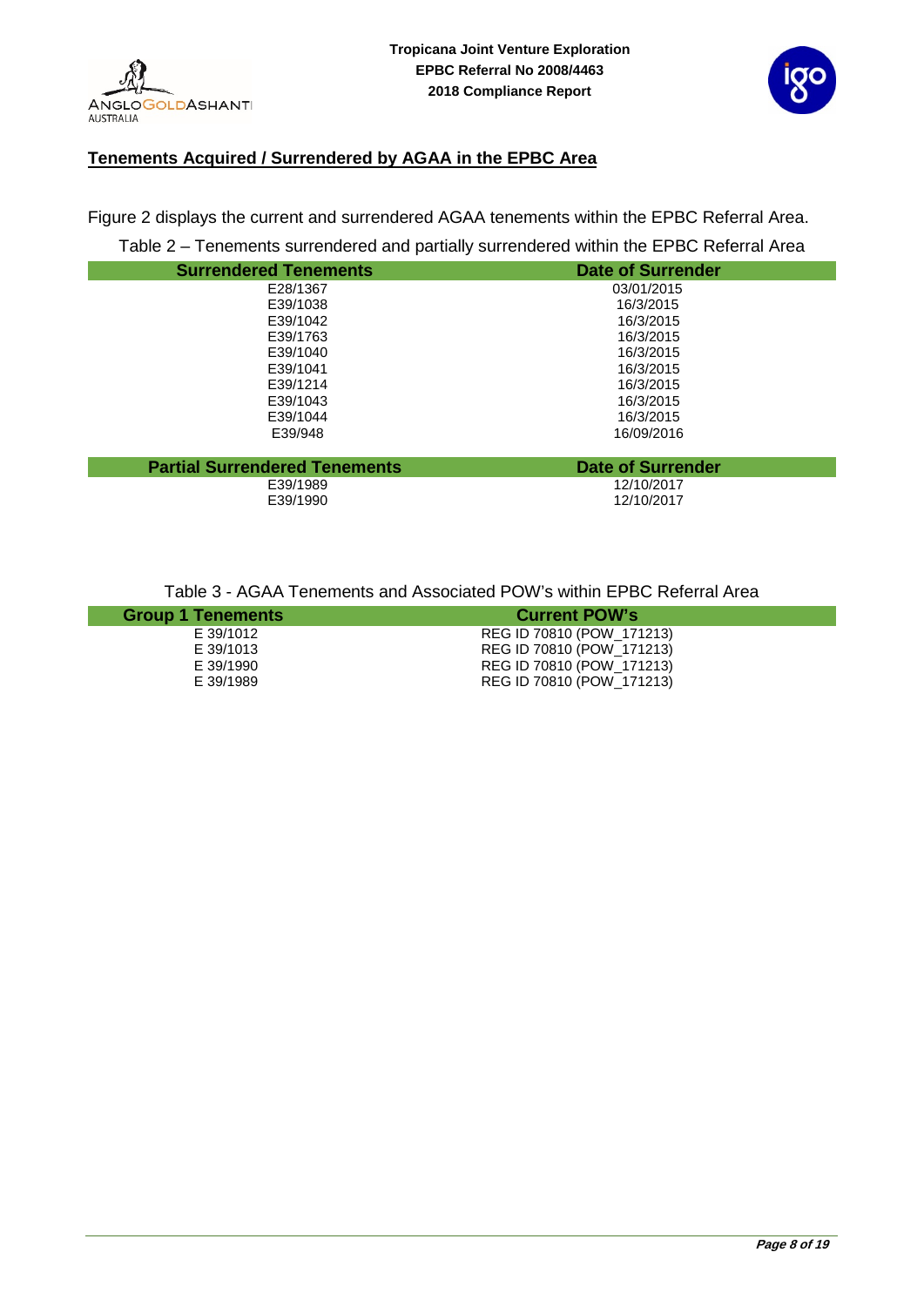## Tenements Acquired / Surrendered by AGAA in the EPBC Area

Figure 2 displays the current and surrendered AGAA tenements within the EPBC Referral Area.

Table 2 – Tenements surrendered and partially surrendered within the EPBC Referral Area

| Surrendered Tenements | Date of Surrender |
|---|---|
| E28/1367 | 03/01/2015 |
| E39/1038 | 16/3/2015 |
| E39/1042 | 16/3/2015 |
| E39/1763 | 16/3/2015 |
| E39/1040 | 16/3/2015 |
| E39/1041 | 16/3/2015 |
| E39/1214 | 16/3/2015 |
| E39/1043 | 16/3/2015 |
| E39/1044 | 16/3/2015 |
| E39/948 | 16/09/2016 |

| Partial Surrendered Tenements | Date of Surrender |
|---|---|
| E39/1989 | 12/10/2017 |
| E39/1990 | 12/10/2017 |

Table 3 - AGAA Tenements and Associated POW's within EPBC Referral Area

| Group 1 Tenements | Current POW's |
|---|---|
| E 39/1012 | REG ID 70810 (POW_171213) |
| E 39/1013 | REG ID 70810 (POW_171213) |
| E 39/1990 | REG ID 70810 (POW_171213) |
| E 39/1989 | REG ID 70810 (POW_171213) |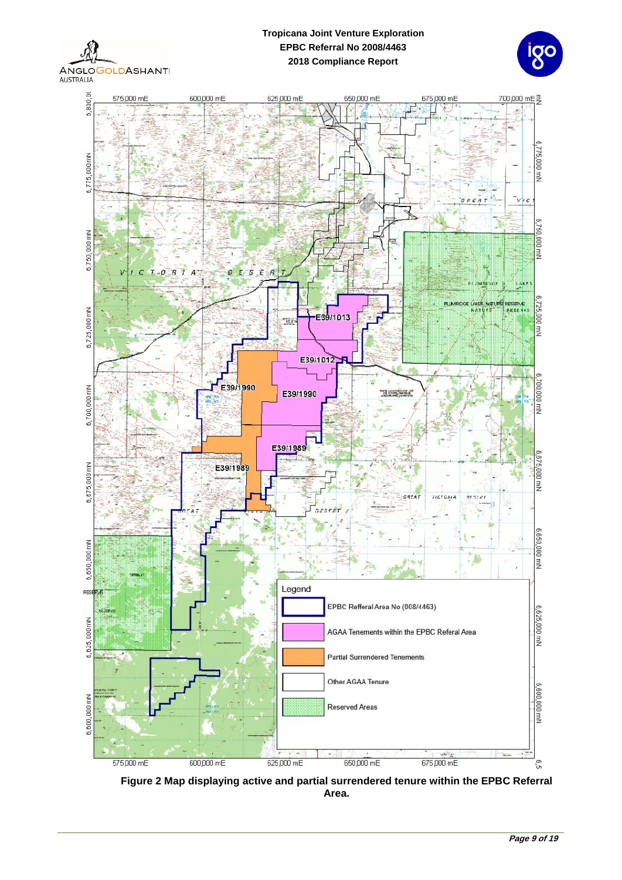575,000 mE | 600,000 mE | 625,000 mE | 650,000 mE | 675,000 mE | 700,000 mE

6,800,000 mN | 6,775,000 mN | 6,750,000 mN | 6,725,000 mN | 6,700,000 mN | 6,675,000 mN | 6,650,000 mN | 6,625,000 mN | 6,600,000 mN

E39/1013

E39/1012

E39/1990

E39/1990

E39/1989

E39/1989

GREAT VICTORIA DESERT

PLUMRIDGE LAKES NATURE RESERVE

RESERVE

Legend

- EPBC Refferal Area No (008/4463)
- AGAA Tenements within the EPBC Referal Area
- Partial Surrendered Tenements
- Other AGAA Tenure
- Reserved Areas

**Figure 2 Map displaying active and partial surrendered tenure within the EPBC Referral Area.**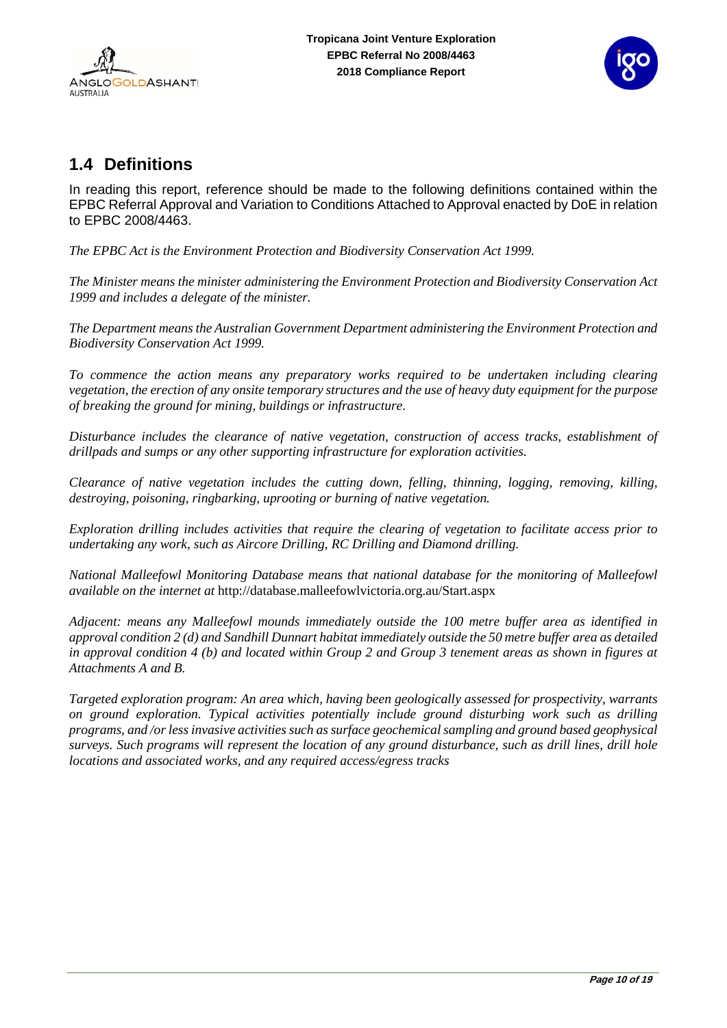## 1.4 Definitions

In reading this report, reference should be made to the following definitions contained within the EPBC Referral Approval and Variation to Conditions Attached to Approval enacted by DoE in relation to EPBC 2008/4463.

*The EPBC Act is the Environment Protection and Biodiversity Conservation Act 1999.*

*The Minister means the minister administering the Environment Protection and Biodiversity Conservation Act 1999 and includes a delegate of the minister.*

*The Department means the Australian Government Department administering the Environment Protection and Biodiversity Conservation Act 1999.*

*To commence the action means any preparatory works required to be undertaken including clearing vegetation, the erection of any onsite temporary structures and the use of heavy duty equipment for the purpose of breaking the ground for mining, buildings or infrastructure.*

*Disturbance includes the clearance of native vegetation, construction of access tracks, establishment of drillpads and sumps or any other supporting infrastructure for exploration activities.*

*Clearance of native vegetation includes the cutting down, felling, thinning, logging, removing, killing, destroying, poisoning, ringbarking, uprooting or burning of native vegetation.*

*Exploration drilling includes activities that require the clearing of vegetation to facilitate access prior to undertaking any work, such as Aircore Drilling, RC Drilling and Diamond drilling.*

*National Malleefowl Monitoring Database means that national database for the monitoring of Malleefowl available on the internet at* http://database.malleefowlvictoria.org.au/Start.aspx

*Adjacent: means any Malleefowl mounds immediately outside the 100 metre buffer area as identified in approval condition 2 (d) and Sandhill Dunnart habitat immediately outside the 50 metre buffer area as detailed in approval condition 4 (b) and located within Group 2 and Group 3 tenement areas as shown in figures at Attachments A and B.*

*Targeted exploration program: An area which, having been geologically assessed for prospectivity, warrants on ground exploration. Typical activities potentially include ground disturbing work such as drilling programs, and /or less invasive activities such as surface geochemical sampling and ground based geophysical surveys. Such programs will represent the location of any ground disturbance, such as drill lines, drill hole locations and associated works, and any required access/egress tracks*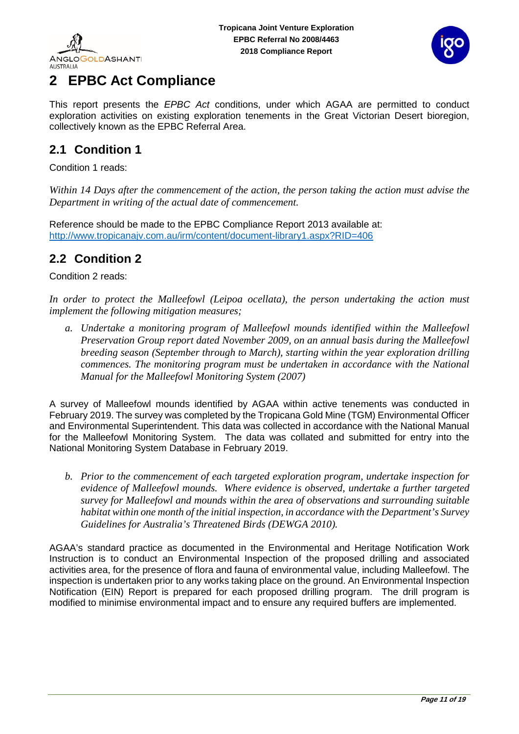# 2 EPBC Act Compliance

This report presents the *EPBC Act* conditions, under which AGAA are permitted to conduct exploration activities on existing exploration tenements in the Great Victorian Desert bioregion, collectively known as the EPBC Referral Area.

## 2.1 Condition 1

Condition 1 reads:

*Within 14 Days after the commencement of the action, the person taking the action must advise the Department in writing of the actual date of commencement.*

Reference should be made to the EPBC Compliance Report 2013 available at: http://www.tropicanajv.com.au/irm/content/document-library1.aspx?RID=406

## 2.2 Condition 2

Condition 2 reads:

*In order to protect the Malleefowl (Leipoa ocellata), the person undertaking the action must implement the following mitigation measures;*

*a. Undertake a monitoring program of Malleefowl mounds identified within the Malleefowl Preservation Group report dated November 2009, on an annual basis during the Malleefowl breeding season (September through to March), starting within the year exploration drilling commences. The monitoring program must be undertaken in accordance with the National Manual for the Malleefowl Monitoring System (2007)*

A survey of Malleefowl mounds identified by AGAA within active tenements was conducted in February 2019. The survey was completed by the Tropicana Gold Mine (TGM) Environmental Officer and Environmental Superintendent. This data was collected in accordance with the National Manual for the Malleefowl Monitoring System. The data was collated and submitted for entry into the National Monitoring System Database in February 2019.

*b. Prior to the commencement of each targeted exploration program, undertake inspection for evidence of Malleefowl mounds. Where evidence is observed, undertake a further targeted survey for Malleefowl and mounds within the area of observations and surrounding suitable habitat within one month of the initial inspection, in accordance with the Department's Survey Guidelines for Australia's Threatened Birds (DEWGA 2010).*

AGAA's standard practice as documented in the Environmental and Heritage Notification Work Instruction is to conduct an Environmental Inspection of the proposed drilling and associated activities area, for the presence of flora and fauna of environmental value, including Malleefowl. The inspection is undertaken prior to any works taking place on the ground. An Environmental Inspection Notification (EIN) Report is prepared for each proposed drilling program. The drill program is modified to minimise environmental impact and to ensure any required buffers are implemented.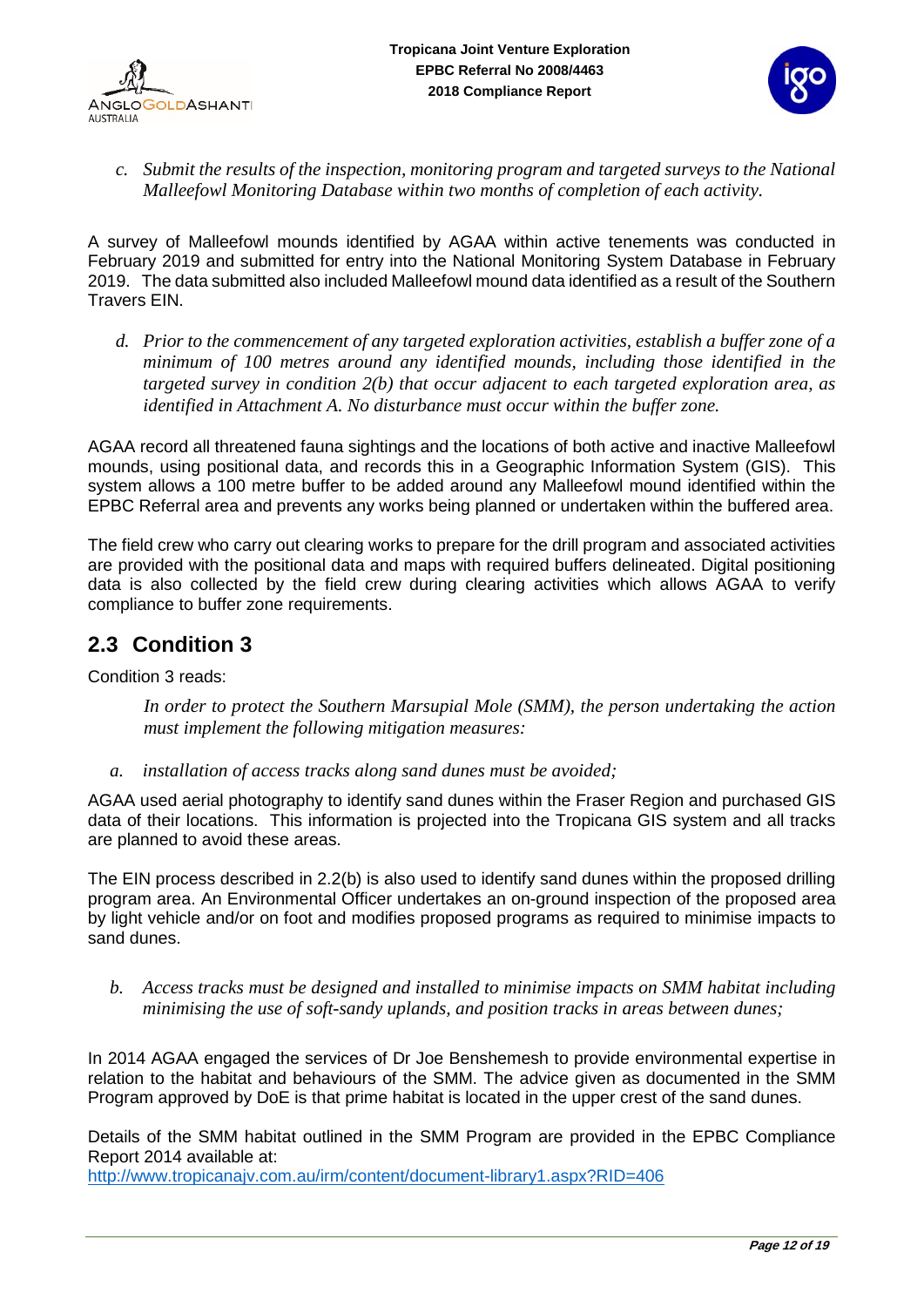*c. Submit the results of the inspection, monitoring program and targeted surveys to the National Malleefowl Monitoring Database within two months of completion of each activity.*

A survey of Malleefowl mounds identified by AGAA within active tenements was conducted in February 2019 and submitted for entry into the National Monitoring System Database in February 2019. The data submitted also included Malleefowl mound data identified as a result of the Southern Travers EIN.

*d. Prior to the commencement of any targeted exploration activities, establish a buffer zone of a minimum of 100 metres around any identified mounds, including those identified in the targeted survey in condition 2(b) that occur adjacent to each targeted exploration area, as identified in Attachment A. No disturbance must occur within the buffer zone.*

AGAA record all threatened fauna sightings and the locations of both active and inactive Malleefowl mounds, using positional data, and records this in a Geographic Information System (GIS). This system allows a 100 metre buffer to be added around any Malleefowl mound identified within the EPBC Referral area and prevents any works being planned or undertaken within the buffered area.

The field crew who carry out clearing works to prepare for the drill program and associated activities are provided with the positional data and maps with required buffers delineated. Digital positioning data is also collected by the field crew during clearing activities which allows AGAA to verify compliance to buffer zone requirements.

## 2.3 Condition 3

Condition 3 reads:

*In order to protect the Southern Marsupial Mole (SMM), the person undertaking the action must implement the following mitigation measures:*

*a. installation of access tracks along sand dunes must be avoided;*

AGAA used aerial photography to identify sand dunes within the Fraser Region and purchased GIS data of their locations. This information is projected into the Tropicana GIS system and all tracks are planned to avoid these areas.

The EIN process described in 2.2(b) is also used to identify sand dunes within the proposed drilling program area. An Environmental Officer undertakes an on-ground inspection of the proposed area by light vehicle and/or on foot and modifies proposed programs as required to minimise impacts to sand dunes.

*b. Access tracks must be designed and installed to minimise impacts on SMM habitat including minimising the use of soft-sandy uplands, and position tracks in areas between dunes;*

In 2014 AGAA engaged the services of Dr Joe Benshemesh to provide environmental expertise in relation to the habitat and behaviours of the SMM. The advice given as documented in the SMM Program approved by DoE is that prime habitat is located in the upper crest of the sand dunes.

Details of the SMM habitat outlined in the SMM Program are provided in the EPBC Compliance Report 2014 available at:
http://www.tropicanajv.com.au/irm/content/document-library1.aspx?RID=406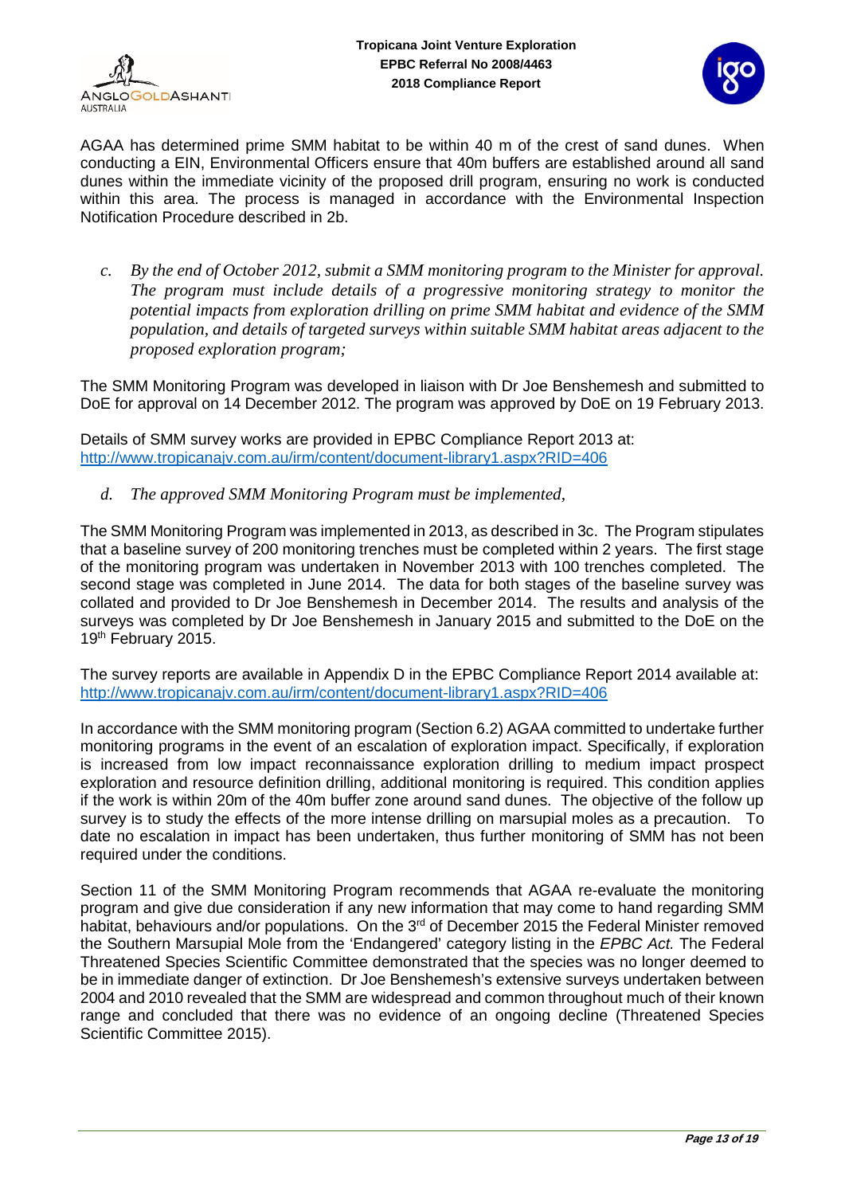AGAA has determined prime SMM habitat to be within 40 m of the crest of sand dunes. When conducting a EIN, Environmental Officers ensure that 40m buffers are established around all sand dunes within the immediate vicinity of the proposed drill program, ensuring no work is conducted within this area. The process is managed in accordance with the Environmental Inspection Notification Procedure described in 2b.

c. *By the end of October 2012, submit a SMM monitoring program to the Minister for approval. The program must include details of a progressive monitoring strategy to monitor the potential impacts from exploration drilling on prime SMM habitat and evidence of the SMM population, and details of targeted surveys within suitable SMM habitat areas adjacent to the proposed exploration program;*

The SMM Monitoring Program was developed in liaison with Dr Joe Benshemesh and submitted to DoE for approval on 14 December 2012. The program was approved by DoE on 19 February 2013.

Details of SMM survey works are provided in EPBC Compliance Report 2013 at:
http://www.tropicanajv.com.au/irm/content/document-library1.aspx?RID=406

d. *The approved SMM Monitoring Program must be implemented,*

The SMM Monitoring Program was implemented in 2013, as described in 3c. The Program stipulates that a baseline survey of 200 monitoring trenches must be completed within 2 years. The first stage of the monitoring program was undertaken in November 2013 with 100 trenches completed. The second stage was completed in June 2014. The data for both stages of the baseline survey was collated and provided to Dr Joe Benshemesh in December 2014. The results and analysis of the surveys was completed by Dr Joe Benshemesh in January 2015 and submitted to the DoE on the 19th February 2015.

The survey reports are available in Appendix D in the EPBC Compliance Report 2014 available at:
http://www.tropicanajv.com.au/irm/content/document-library1.aspx?RID=406

In accordance with the SMM monitoring program (Section 6.2) AGAA committed to undertake further monitoring programs in the event of an escalation of exploration impact. Specifically, if exploration is increased from low impact reconnaissance exploration drilling to medium impact prospect exploration and resource definition drilling, additional monitoring is required. This condition applies if the work is within 20m of the 40m buffer zone around sand dunes. The objective of the follow up survey is to study the effects of the more intense drilling on marsupial moles as a precaution. To date no escalation in impact has been undertaken, thus further monitoring of SMM has not been required under the conditions.

Section 11 of the SMM Monitoring Program recommends that AGAA re-evaluate the monitoring program and give due consideration if any new information that may come to hand regarding SMM habitat, behaviours and/or populations. On the 3rd of December 2015 the Federal Minister removed the Southern Marsupial Mole from the 'Endangered' category listing in the *EPBC Act.* The Federal Threatened Species Scientific Committee demonstrated that the species was no longer deemed to be in immediate danger of extinction. Dr Joe Benshemesh's extensive surveys undertaken between 2004 and 2010 revealed that the SMM are widespread and common throughout much of their known range and concluded that there was no evidence of an ongoing decline (Threatened Species Scientific Committee 2015).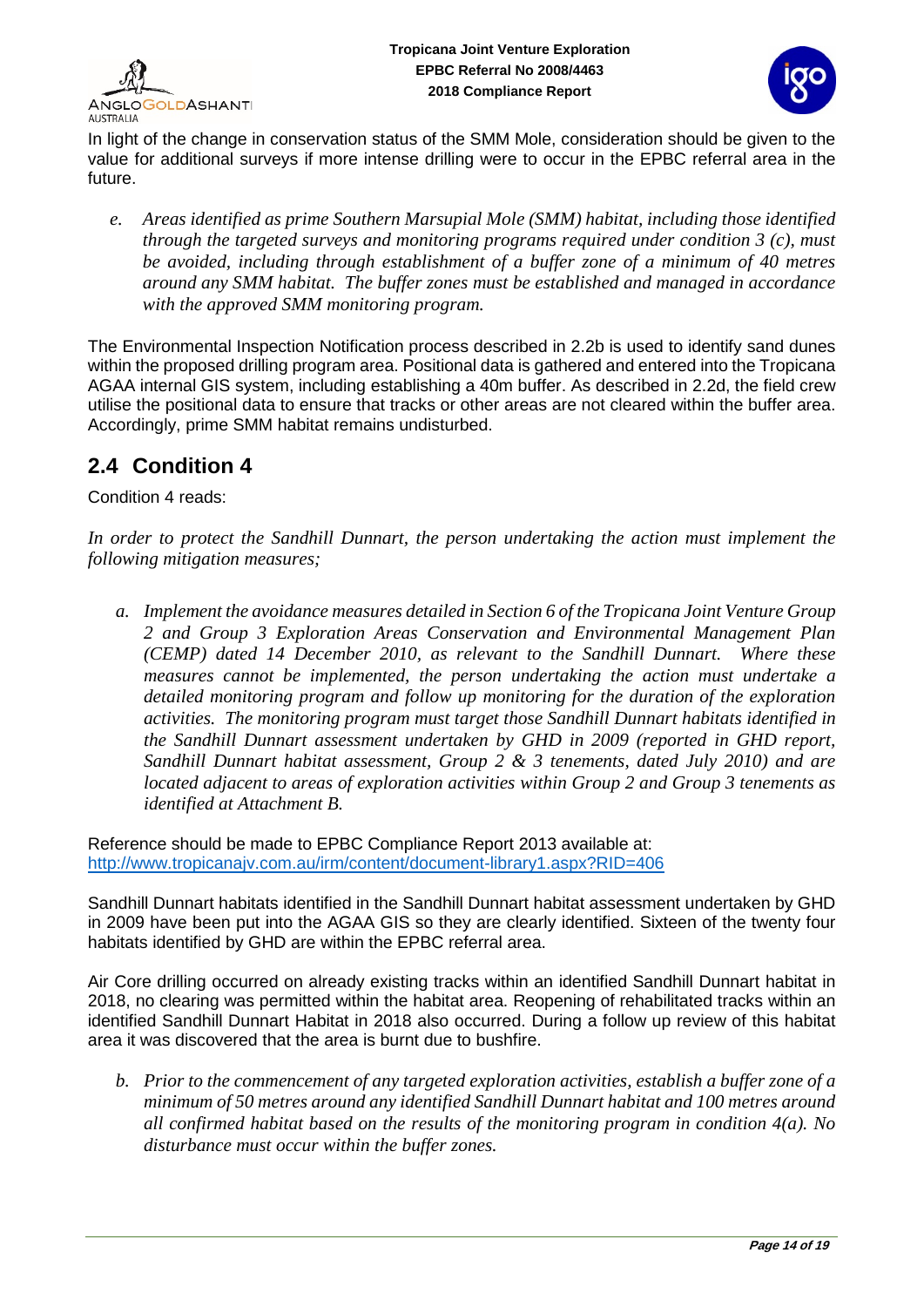In light of the change in conservation status of the SMM Mole, consideration should be given to the value for additional surveys if more intense drilling were to occur in the EPBC referral area in the future.

> e. *Areas identified as prime Southern Marsupial Mole (SMM) habitat, including those identified through the targeted surveys and monitoring programs required under condition 3 (c), must be avoided, including through establishment of a buffer zone of a minimum of 40 metres around any SMM habitat. The buffer zones must be established and managed in accordance with the approved SMM monitoring program.*

The Environmental Inspection Notification process described in 2.2b is used to identify sand dunes within the proposed drilling program area. Positional data is gathered and entered into the Tropicana AGAA internal GIS system, including establishing a 40m buffer. As described in 2.2d, the field crew utilise the positional data to ensure that tracks or other areas are not cleared within the buffer area. Accordingly, prime SMM habitat remains undisturbed.

## 2.4 Condition 4

Condition 4 reads:

*In order to protect the Sandhill Dunnart, the person undertaking the action must implement the following mitigation measures;*

> a. *Implement the avoidance measures detailed in Section 6 of the Tropicana Joint Venture Group 2 and Group 3 Exploration Areas Conservation and Environmental Management Plan (CEMP) dated 14 December 2010, as relevant to the Sandhill Dunnart. Where these measures cannot be implemented, the person undertaking the action must undertake a detailed monitoring program and follow up monitoring for the duration of the exploration activities. The monitoring program must target those Sandhill Dunnart habitats identified in the Sandhill Dunnart assessment undertaken by GHD in 2009 (reported in GHD report, Sandhill Dunnart habitat assessment, Group 2 & 3 tenements, dated July 2010) and are located adjacent to areas of exploration activities within Group 2 and Group 3 tenements as identified at Attachment B.*

Reference should be made to EPBC Compliance Report 2013 available at: [http://www.tropicanajv.com.au/irm/content/document-library1.aspx?RID=406](http://www.tropicanajv.com.au/irm/content/document-library1.aspx?RID=406)

Sandhill Dunnart habitats identified in the Sandhill Dunnart habitat assessment undertaken by GHD in 2009 have been put into the AGAA GIS so they are clearly identified. Sixteen of the twenty four habitats identified by GHD are within the EPBC referral area.

Air Core drilling occurred on already existing tracks within an identified Sandhill Dunnart habitat in 2018, no clearing was permitted within the habitat area. Reopening of rehabilitated tracks within an identified Sandhill Dunnart Habitat in 2018 also occurred. During a follow up review of this habitat area it was discovered that the area is burnt due to bushfire.

> b. *Prior to the commencement of any targeted exploration activities, establish a buffer zone of a minimum of 50 metres around any identified Sandhill Dunnart habitat and 100 metres around all confirmed habitat based on the results of the monitoring program in condition 4(a). No disturbance must occur within the buffer zones.*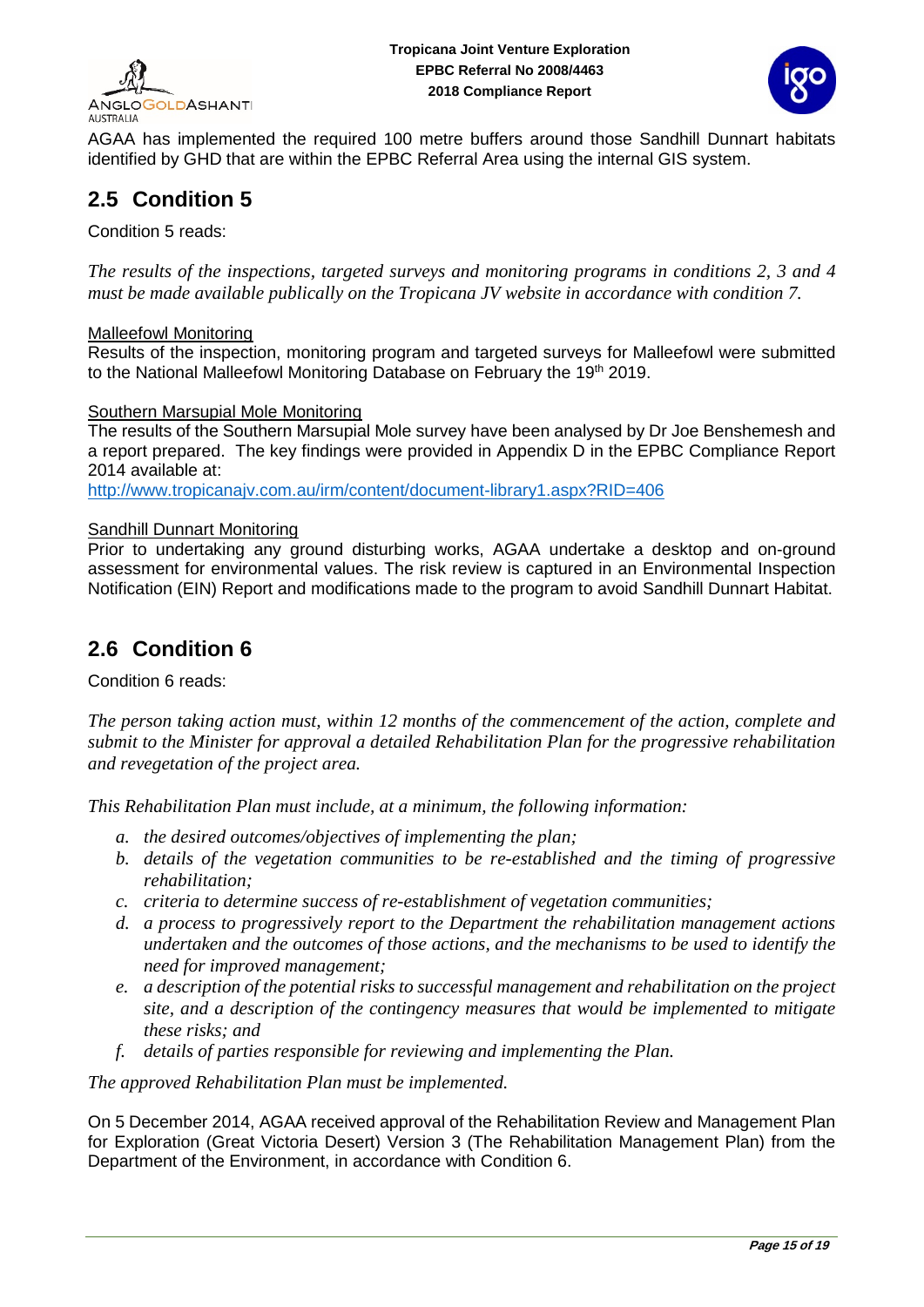AGAA has implemented the required 100 metre buffers around those Sandhill Dunnart habitats identified by GHD that are within the EPBC Referral Area using the internal GIS system.

## 2.5 Condition 5

Condition 5 reads:

*The results of the inspections, targeted surveys and monitoring programs in conditions 2, 3 and 4 must be made available publically on the Tropicana JV website in accordance with condition 7.*

Malleefowl Monitoring
Results of the inspection, monitoring program and targeted surveys for Malleefowl were submitted to the National Malleefowl Monitoring Database on February the 19th 2019.

Southern Marsupial Mole Monitoring
The results of the Southern Marsupial Mole survey have been analysed by Dr Joe Benshemesh and a report prepared. The key findings were provided in Appendix D in the EPBC Compliance Report 2014 available at:
http://www.tropicanajv.com.au/irm/content/document-library1.aspx?RID=406

Sandhill Dunnart Monitoring
Prior to undertaking any ground disturbing works, AGAA undertake a desktop and on-ground assessment for environmental values. The risk review is captured in an Environmental Inspection Notification (EIN) Report and modifications made to the program to avoid Sandhill Dunnart Habitat.

## 2.6 Condition 6

Condition 6 reads:

*The person taking action must, within 12 months of the commencement of the action, complete and submit to the Minister for approval a detailed Rehabilitation Plan for the progressive rehabilitation and revegetation of the project area.*

*This Rehabilitation Plan must include, at a minimum, the following information:*

*a. the desired outcomes/objectives of implementing the plan;*
*b. details of the vegetation communities to be re-established and the timing of progressive rehabilitation;*
*c. criteria to determine success of re-establishment of vegetation communities;*
*d. a process to progressively report to the Department the rehabilitation management actions undertaken and the outcomes of those actions, and the mechanisms to be used to identify the need for improved management;*
*e. a description of the potential risks to successful management and rehabilitation on the project site, and a description of the contingency measures that would be implemented to mitigate these risks; and*
*f. details of parties responsible for reviewing and implementing the Plan.*

*The approved Rehabilitation Plan must be implemented.*

On 5 December 2014, AGAA received approval of the Rehabilitation Review and Management Plan for Exploration (Great Victoria Desert) Version 3 (The Rehabilitation Management Plan) from the Department of the Environment, in accordance with Condition 6.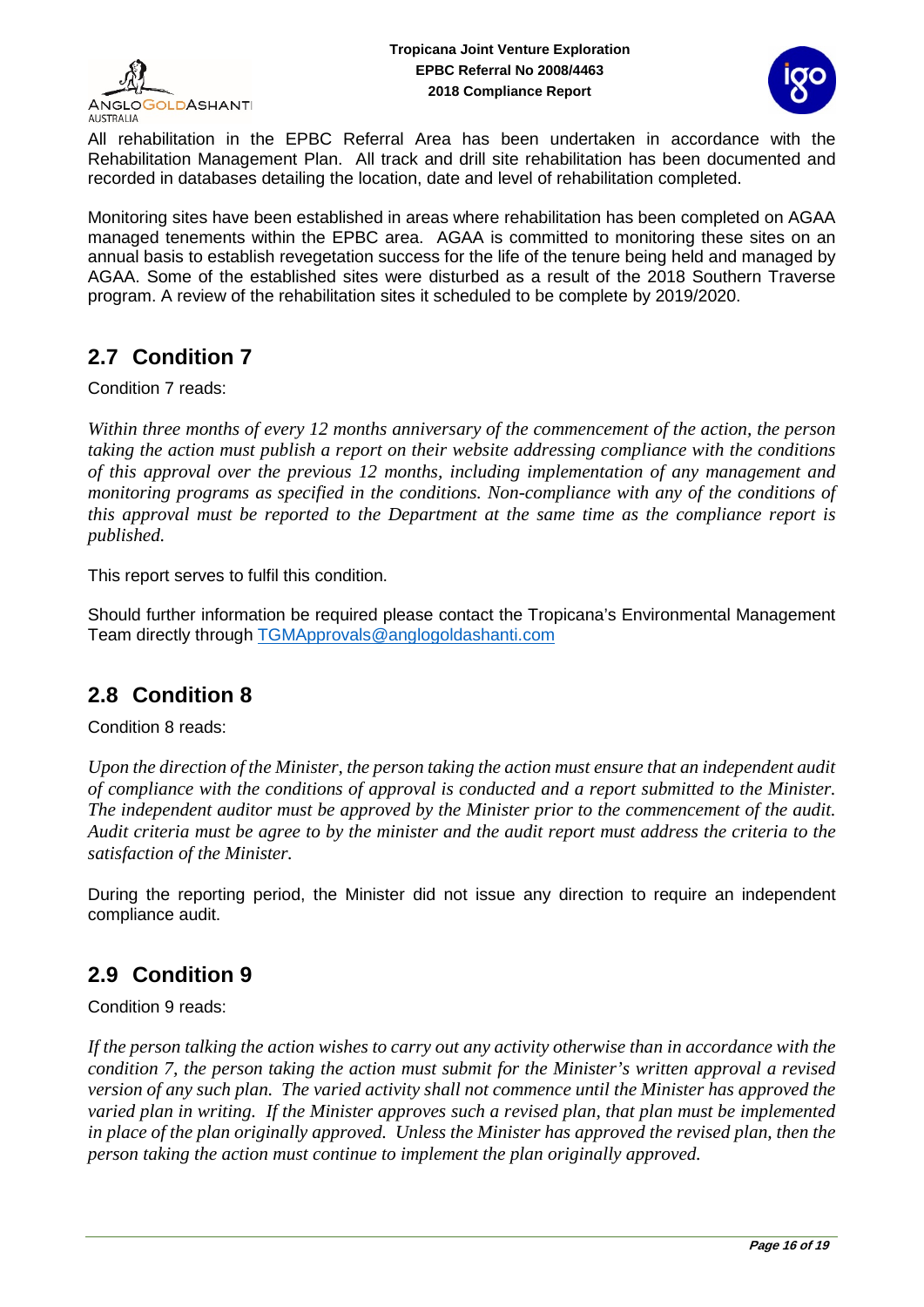All rehabilitation in the EPBC Referral Area has been undertaken in accordance with the Rehabilitation Management Plan. All track and drill site rehabilitation has been documented and recorded in databases detailing the location, date and level of rehabilitation completed.

Monitoring sites have been established in areas where rehabilitation has been completed on AGAA managed tenements within the EPBC area. AGAA is committed to monitoring these sites on an annual basis to establish revegetation success for the life of the tenure being held and managed by AGAA. Some of the established sites were disturbed as a result of the 2018 Southern Traverse program. A review of the rehabilitation sites it scheduled to be complete by 2019/2020.

## 2.7 Condition 7

Condition 7 reads:

*Within three months of every 12 months anniversary of the commencement of the action, the person taking the action must publish a report on their website addressing compliance with the conditions of this approval over the previous 12 months, including implementation of any management and monitoring programs as specified in the conditions. Non-compliance with any of the conditions of this approval must be reported to the Department at the same time as the compliance report is published.*

This report serves to fulfil this condition.

Should further information be required please contact the Tropicana's Environmental Management Team directly through TGMApprovals@anglogoldashanti.com

## 2.8 Condition 8

Condition 8 reads:

*Upon the direction of the Minister, the person taking the action must ensure that an independent audit of compliance with the conditions of approval is conducted and a report submitted to the Minister. The independent auditor must be approved by the Minister prior to the commencement of the audit. Audit criteria must be agree to by the minister and the audit report must address the criteria to the satisfaction of the Minister.*

During the reporting period, the Minister did not issue any direction to require an independent compliance audit.

## 2.9 Condition 9

Condition 9 reads:

*If the person talking the action wishes to carry out any activity otherwise than in accordance with the condition 7, the person taking the action must submit for the Minister's written approval a revised version of any such plan. The varied activity shall not commence until the Minister has approved the varied plan in writing. If the Minister approves such a revised plan, that plan must be implemented in place of the plan originally approved. Unless the Minister has approved the revised plan, then the person taking the action must continue to implement the plan originally approved.*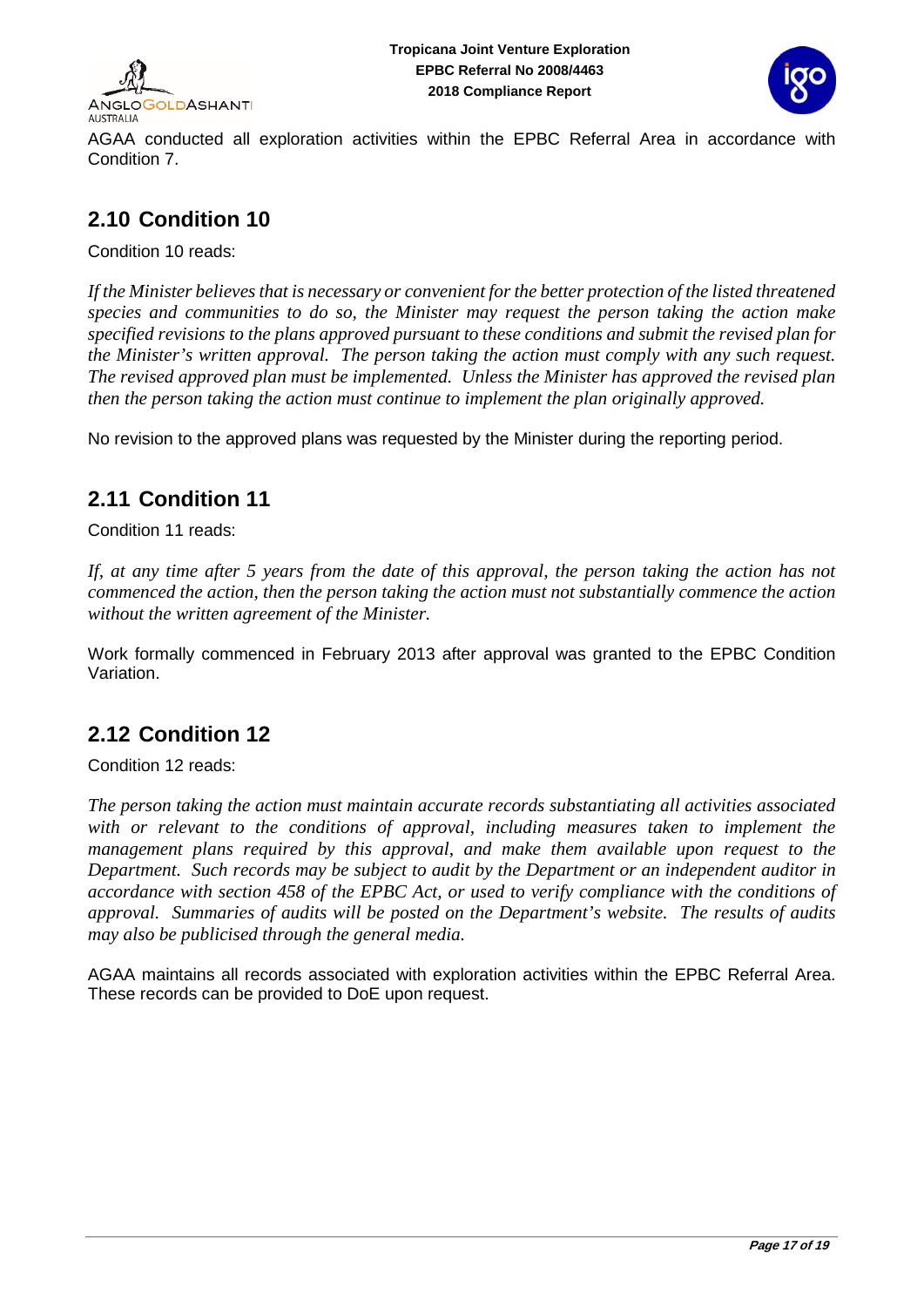AGAA conducted all exploration activities within the EPBC Referral Area in accordance with Condition 7.

## 2.10 Condition 10

Condition 10 reads:

*If the Minister believes that is necessary or convenient for the better protection of the listed threatened species and communities to do so, the Minister may request the person taking the action make specified revisions to the plans approved pursuant to these conditions and submit the revised plan for the Minister's written approval. The person taking the action must comply with any such request. The revised approved plan must be implemented. Unless the Minister has approved the revised plan then the person taking the action must continue to implement the plan originally approved.*

No revision to the approved plans was requested by the Minister during the reporting period.

## 2.11 Condition 11

Condition 11 reads:

*If, at any time after 5 years from the date of this approval, the person taking the action has not commenced the action, then the person taking the action must not substantially commence the action without the written agreement of the Minister.*

Work formally commenced in February 2013 after approval was granted to the EPBC Condition Variation.

## 2.12 Condition 12

Condition 12 reads:

*The person taking the action must maintain accurate records substantiating all activities associated with or relevant to the conditions of approval, including measures taken to implement the management plans required by this approval, and make them available upon request to the Department. Such records may be subject to audit by the Department or an independent auditor in accordance with section 458 of the EPBC Act, or used to verify compliance with the conditions of approval. Summaries of audits will be posted on the Department's website. The results of audits may also be publicised through the general media.*

AGAA maintains all records associated with exploration activities within the EPBC Referral Area. These records can be provided to DoE upon request.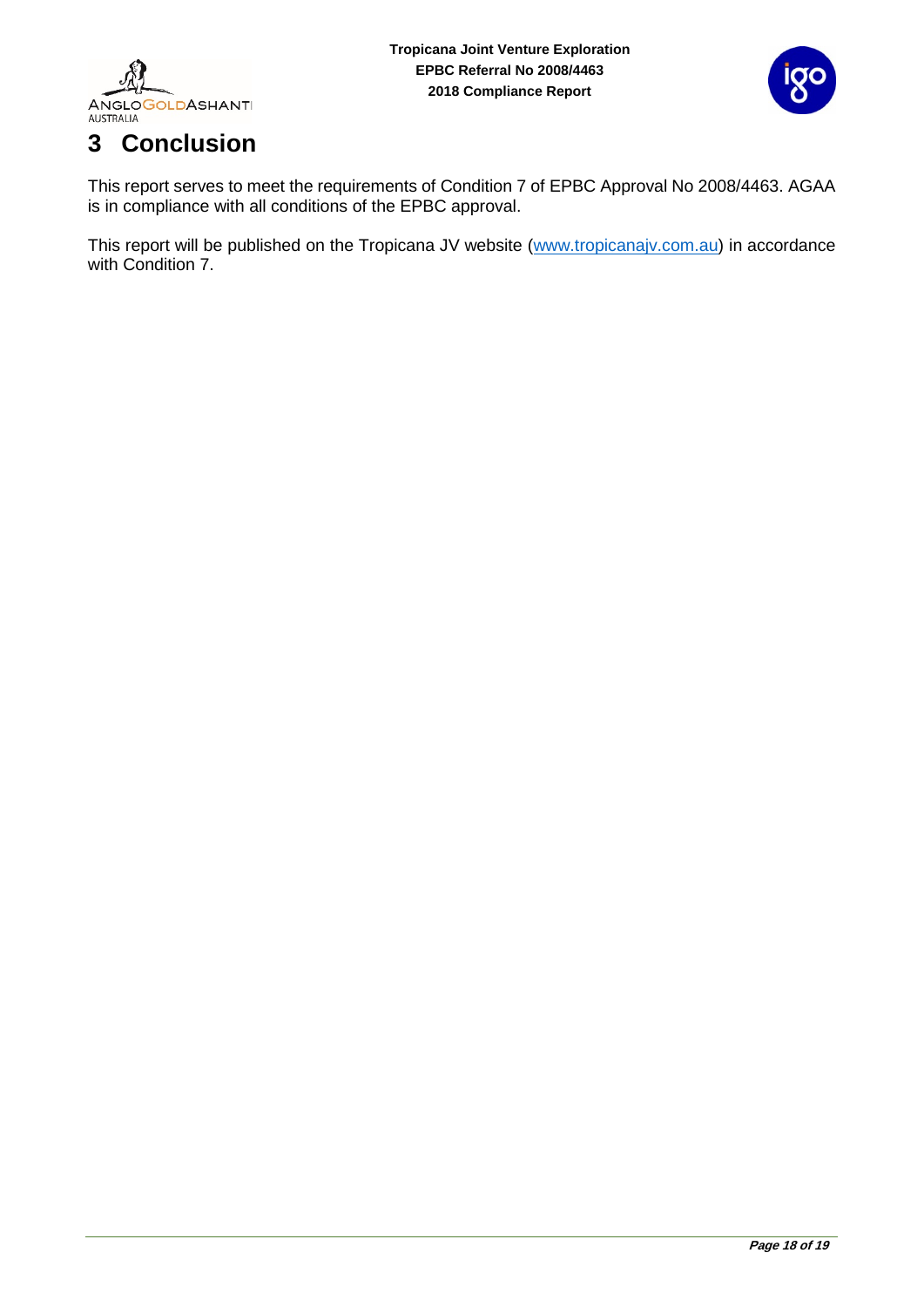# 3 Conclusion

This report serves to meet the requirements of Condition 7 of EPBC Approval No 2008/4463. AGAA is in compliance with all conditions of the EPBC approval.

This report will be published on the Tropicana JV website (www.tropicanajv.com.au) in accordance with Condition 7.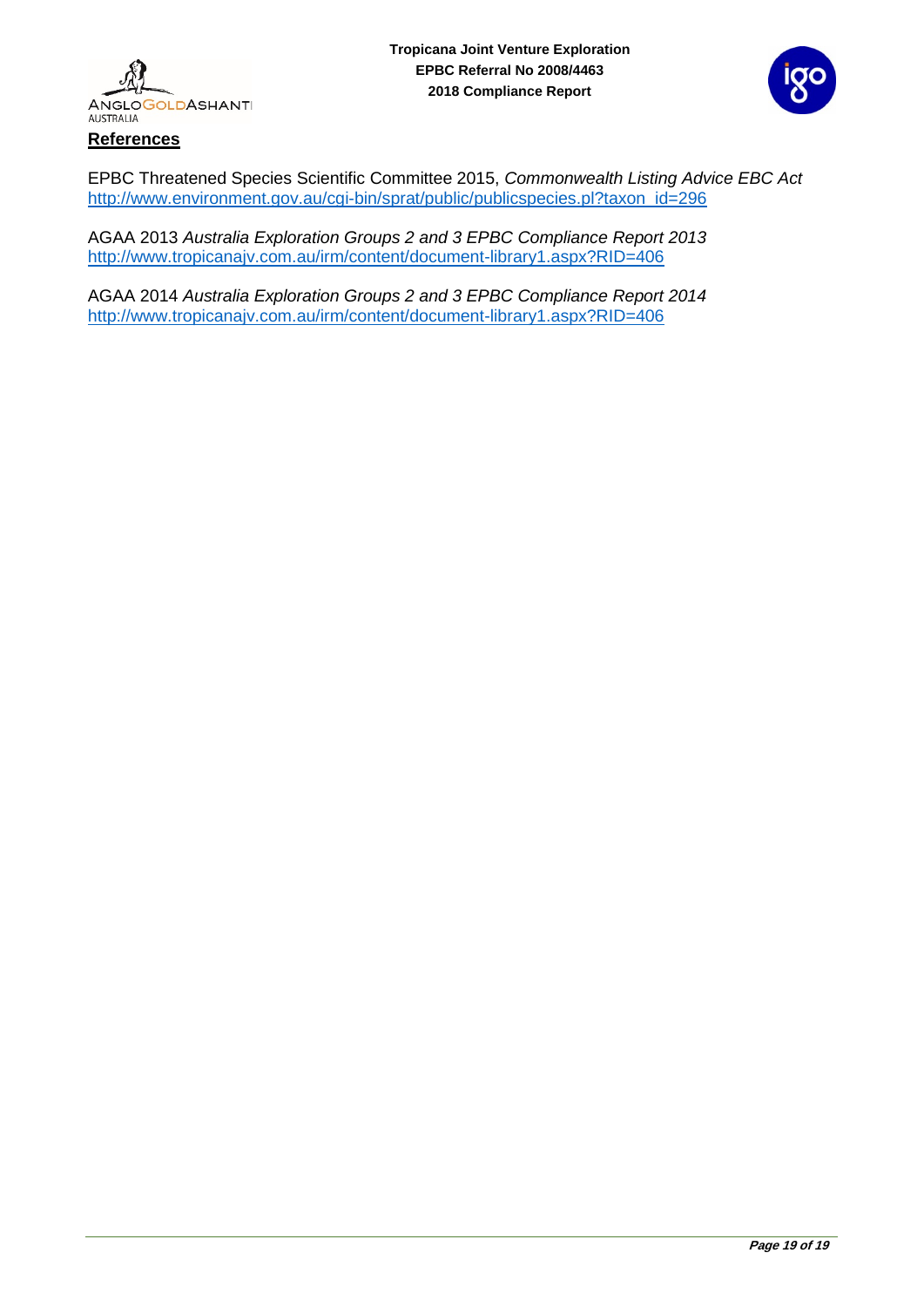## References

EPBC Threatened Species Scientific Committee 2015, *Commonwealth Listing Advice EBC Act* http://www.environment.gov.au/cgi-bin/sprat/public/publicspecies.pl?taxon_id=296

AGAA 2013 *Australia Exploration Groups 2 and 3 EPBC Compliance Report 2013* http://www.tropicanajv.com.au/irm/content/document-library1.aspx?RID=406

AGAA 2014 *Australia Exploration Groups 2 and 3 EPBC Compliance Report 2014* http://www.tropicanajv.com.au/irm/content/document-library1.aspx?RID=406